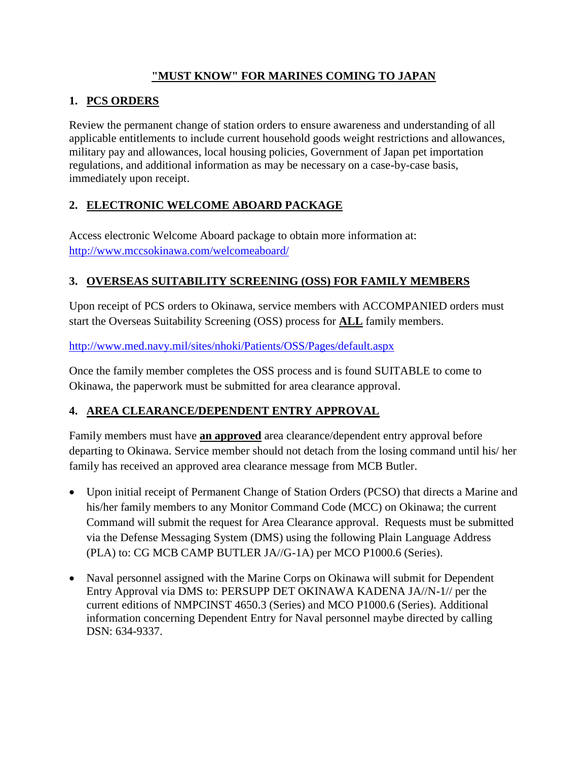# "MUST KNOW" FOR MARINES COMING TO JAPAN

## 1. PCS ORDERS

Review the permanent change of station orders to ensure awareness and understanding of all applicable entitlements to include current household goods weight restrictions and allowances, military pay and allowances, local housing policies, Government of Japan pet importation regulations, and additional information as may be necessary on a case-by-case basis, immediately upon receipt.

## 2. ELECTRONIC WELCOME ABOARD PACKAGE

Access electronic Welcome Aboard package to obtain more information at: http://www.mccsokinawa.com/welcomeaboard/

## 3. OVERSEAS SUITABILITY SCREENING (OSS) FOR FAMILY MEMBERS

Upon receipt of PCS orders to Okinawa, service members with ACCOMPANIED orders must start the Overseas Suitability Screening (OSS) process for **ALL** family members.

http://www.med.navy.mil/sites/nhoki/Patients/OSS/Pages/default.aspx

Once the family member completes the OSS process and is found SUITABLE to come to Okinawa, the paperwork must be submitted for area clearance approval.

## 4. AREA CLEARANCE/DEPENDENT ENTRY APPROVAL

Family members must have **an approved** area clearance/dependent entry approval before departing to Okinawa. Service member should not detach from the losing command until his/ her family has received an approved area clearance message from MCB Butler.

- Upon initial receipt of Permanent Change of Station Orders (PCSO) that directs a Marine and his/her family members to any Monitor Command Code (MCC) on Okinawa; the current Command will submit the request for Area Clearance approval. Requests must be submitted via the Defense Messaging System (DMS) using the following Plain Language Address (PLA) to: CG MCB CAMP BUTLER JA//G-1A) per MCO P1000.6 (Series).
- Naval personnel assigned with the Marine Corps on Okinawa will submit for Dependent Entry Approval via DMS to: PERSUPP DET OKINAWA KADENA JA//N-1// per the current editions of NMPCINST 4650.3 (Series) and MCO P1000.6 (Series). Additional information concerning Dependent Entry for Naval personnel maybe directed by calling DSN: 634-9337.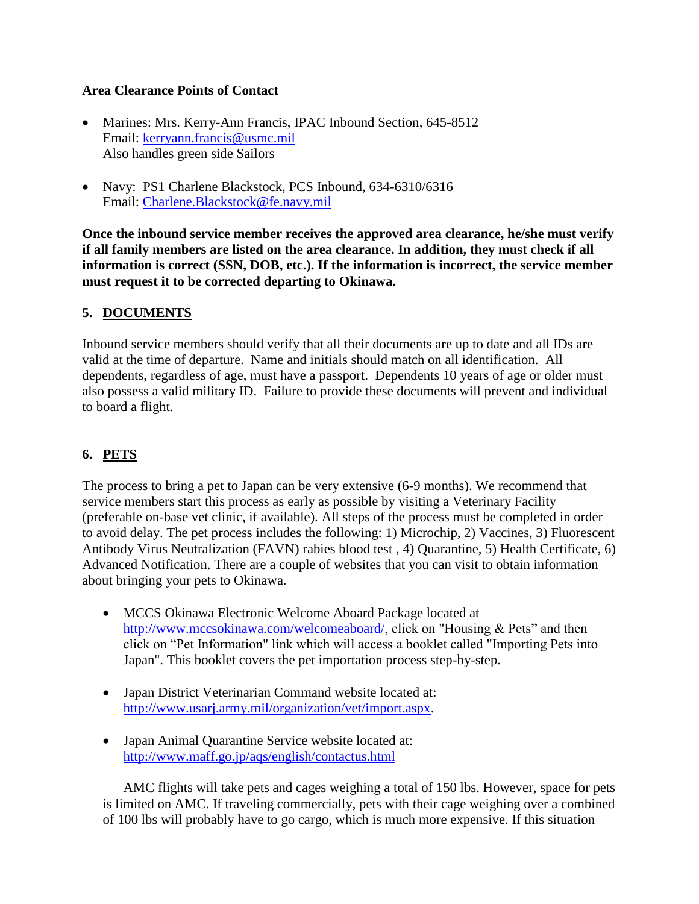**Area Clearance Points of Contact**

- Marines: Mrs. Kerry-Ann Francis, IPAC Inbound Section, 645-8512
  Email: [kerryann.francis@usmc.mil](mailto:kerryann.francis@usmc.mil)
  Also handles green side Sailors

- Navy: PS1 Charlene Blackstock, PCS Inbound, 634-6310/6316
  Email: [Charlene.Blackstock@fe.navy.mil](mailto:Charlene.Blackstock@fe.navy.mil)

**Once the inbound service member receives the approved area clearance, he/she must verify if all family members are listed on the area clearance. In addition, they must check if all information is correct (SSN, DOB, etc.). If the information is incorrect, the service member must request it to be corrected departing to Okinawa.**

## 5. DOCUMENTS

Inbound service members should verify that all their documents are up to date and all IDs are valid at the time of departure. Name and initials should match on all identification. All dependents, regardless of age, must have a passport. Dependents 10 years of age or older must also possess a valid military ID. Failure to provide these documents will prevent and individual to board a flight.

## 6. PETS

The process to bring a pet to Japan can be very extensive (6-9 months). We recommend that service members start this process as early as possible by visiting a Veterinary Facility (preferable on-base vet clinic, if available). All steps of the process must be completed in order to avoid delay. The pet process includes the following: 1) Microchip, 2) Vaccines, 3) Fluorescent Antibody Virus Neutralization (FAVN) rabies blood test , 4) Quarantine, 5) Health Certificate, 6) Advanced Notification. There are a couple of websites that you can visit to obtain information about bringing your pets to Okinawa.

- MCCS Okinawa Electronic Welcome Aboard Package located at [http://www.mccsokinawa.com/welcomeaboard/](http://www.mccsokinawa.com/welcomeaboard/), click on "Housing & Pets" and then click on "Pet Information" link which will access a booklet called "Importing Pets into Japan". This booklet covers the pet importation process step-by-step.

- Japan District Veterinarian Command website located at: [http://www.usarj.army.mil/organization/vet/import.aspx](http://www.usarj.army.mil/organization/vet/import.aspx).

- Japan Animal Quarantine Service website located at: [http://www.maff.go.jp/aqs/english/contactus.html](http://www.maff.go.jp/aqs/english/contactus.html)

AMC flights will take pets and cages weighing a total of 150 lbs. However, space for pets is limited on AMC. If traveling commercially, pets with their cage weighing over a combined of 100 lbs will probably have to go cargo, which is much more expensive. If this situation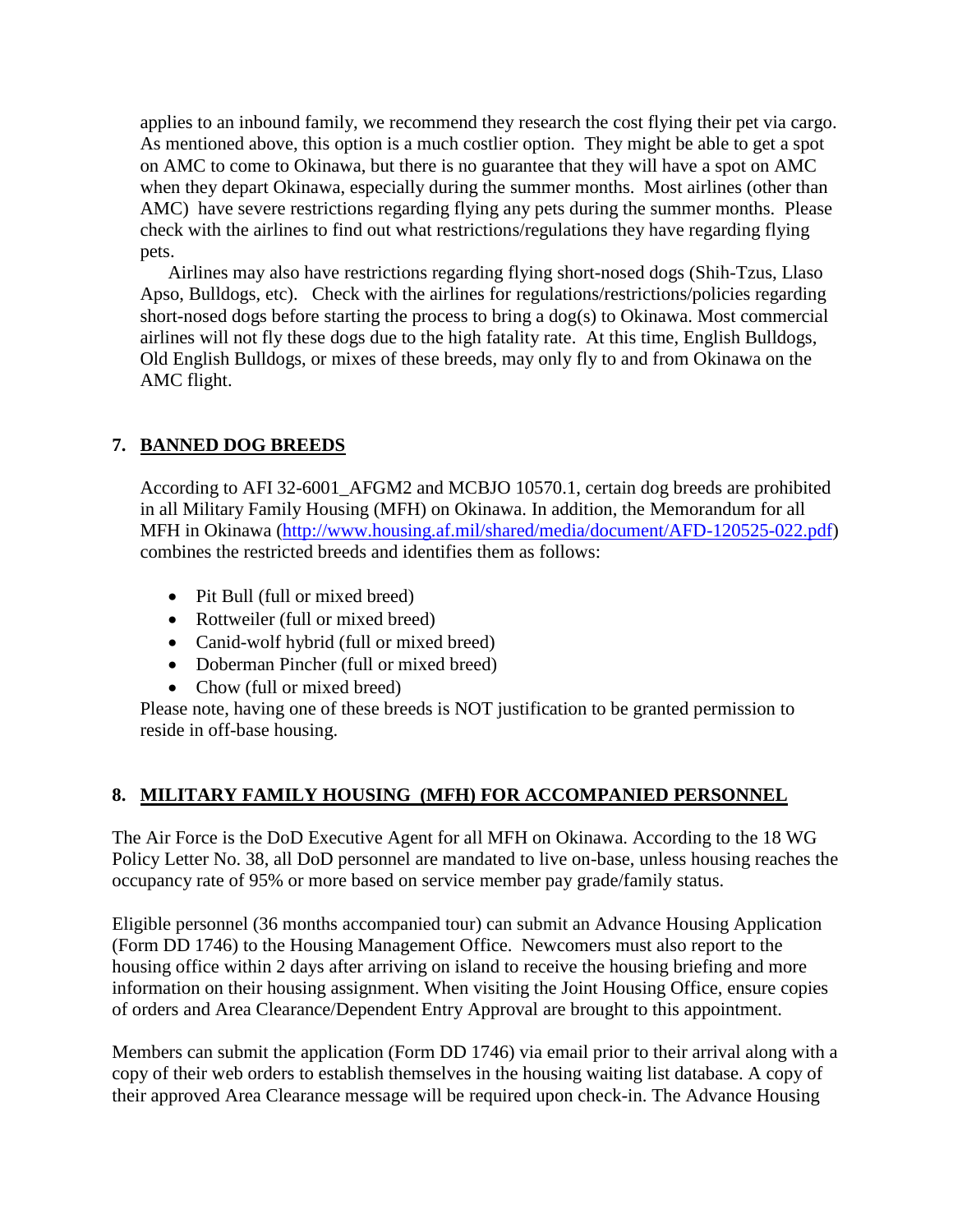applies to an inbound family, we recommend they research the cost flying their pet via cargo. As mentioned above, this option is a much costlier option. They might be able to get a spot on AMC to come to Okinawa, but there is no guarantee that they will have a spot on AMC when they depart Okinawa, especially during the summer months. Most airlines (other than AMC) have severe restrictions regarding flying any pets during the summer months. Please check with the airlines to find out what restrictions/regulations they have regarding flying pets.

Airlines may also have restrictions regarding flying short-nosed dogs (Shih-Tzus, Llaso Apso, Bulldogs, etc). Check with the airlines for regulations/restrictions/policies regarding short-nosed dogs before starting the process to bring a dog(s) to Okinawa. Most commercial airlines will not fly these dogs due to the high fatality rate. At this time, English Bulldogs, Old English Bulldogs, or mixes of these breeds, may only fly to and from Okinawa on the AMC flight.

## 7. BANNED DOG BREEDS

According to AFI 32-6001_AFGM2 and MCBJO 10570.1, certain dog breeds are prohibited in all Military Family Housing (MFH) on Okinawa. In addition, the Memorandum for all MFH in Okinawa (http://www.housing.af.mil/shared/media/document/AFD-120525-022.pdf) combines the restricted breeds and identifies them as follows:

- Pit Bull (full or mixed breed)
- Rottweiler (full or mixed breed)
- Canid-wolf hybrid (full or mixed breed)
- Doberman Pincher (full or mixed breed)
- Chow (full or mixed breed)

Please note, having one of these breeds is NOT justification to be granted permission to reside in off-base housing.

## 8. MILITARY FAMILY HOUSING (MFH) FOR ACCOMPANIED PERSONNEL

The Air Force is the DoD Executive Agent for all MFH on Okinawa. According to the 18 WG Policy Letter No. 38, all DoD personnel are mandated to live on-base, unless housing reaches the occupancy rate of 95% or more based on service member pay grade/family status.

Eligible personnel (36 months accompanied tour) can submit an Advance Housing Application (Form DD 1746) to the Housing Management Office. Newcomers must also report to the housing office within 2 days after arriving on island to receive the housing briefing and more information on their housing assignment. When visiting the Joint Housing Office, ensure copies of orders and Area Clearance/Dependent Entry Approval are brought to this appointment.

Members can submit the application (Form DD 1746) via email prior to their arrival along with a copy of their web orders to establish themselves in the housing waiting list database. A copy of their approved Area Clearance message will be required upon check-in. The Advance Housing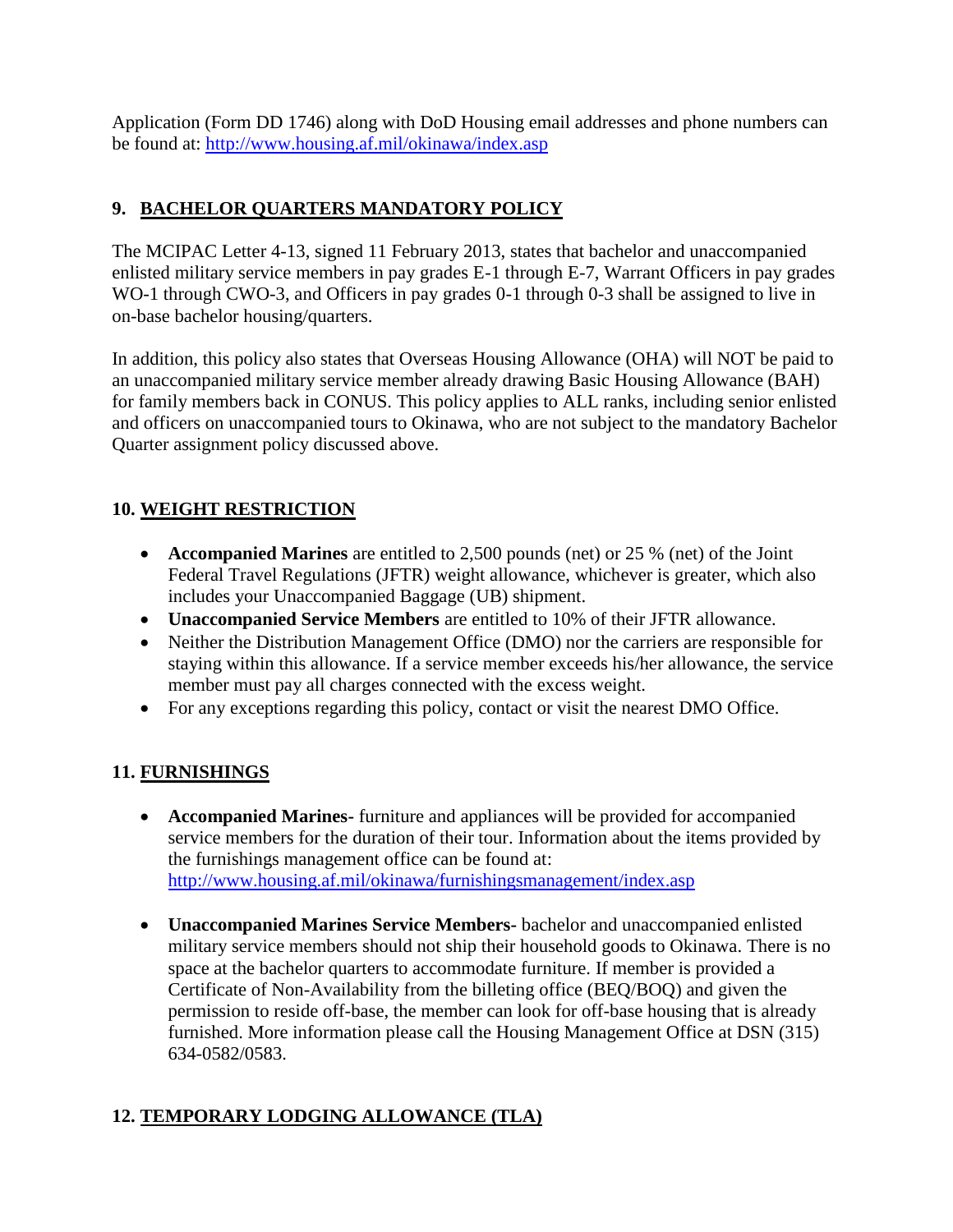Application (Form DD 1746) along with DoD Housing email addresses and phone numbers can be found at: http://www.housing.af.mil/okinawa/index.asp

## 9. BACHELOR QUARTERS MANDATORY POLICY

The MCIPAC Letter 4-13, signed 11 February 2013, states that bachelor and unaccompanied enlisted military service members in pay grades E-1 through E-7, Warrant Officers in pay grades WO-1 through CWO-3, and Officers in pay grades 0-1 through 0-3 shall be assigned to live in on-base bachelor housing/quarters.

In addition, this policy also states that Overseas Housing Allowance (OHA) will NOT be paid to an unaccompanied military service member already drawing Basic Housing Allowance (BAH) for family members back in CONUS. This policy applies to ALL ranks, including senior enlisted and officers on unaccompanied tours to Okinawa, who are not subject to the mandatory Bachelor Quarter assignment policy discussed above.

## 10. WEIGHT RESTRICTION

- **Accompanied Marines** are entitled to 2,500 pounds (net) or 25 % (net) of the Joint Federal Travel Regulations (JFTR) weight allowance, whichever is greater, which also includes your Unaccompanied Baggage (UB) shipment.
- **Unaccompanied Service Members** are entitled to 10% of their JFTR allowance.
- Neither the Distribution Management Office (DMO) nor the carriers are responsible for staying within this allowance. If a service member exceeds his/her allowance, the service member must pay all charges connected with the excess weight.
- For any exceptions regarding this policy, contact or visit the nearest DMO Office.

## 11. FURNISHINGS

- **Accompanied Marines-** furniture and appliances will be provided for accompanied service members for the duration of their tour. Information about the items provided by the furnishings management office can be found at: http://www.housing.af.mil/okinawa/furnishingsmanagement/index.asp

- **Unaccompanied Marines Service Members-** bachelor and unaccompanied enlisted military service members should not ship their household goods to Okinawa. There is no space at the bachelor quarters to accommodate furniture. If member is provided a Certificate of Non-Availability from the billeting office (BEQ/BOQ) and given the permission to reside off-base, the member can look for off-base housing that is already furnished. More information please call the Housing Management Office at DSN (315) 634-0582/0583.

## 12. TEMPORARY LODGING ALLOWANCE (TLA)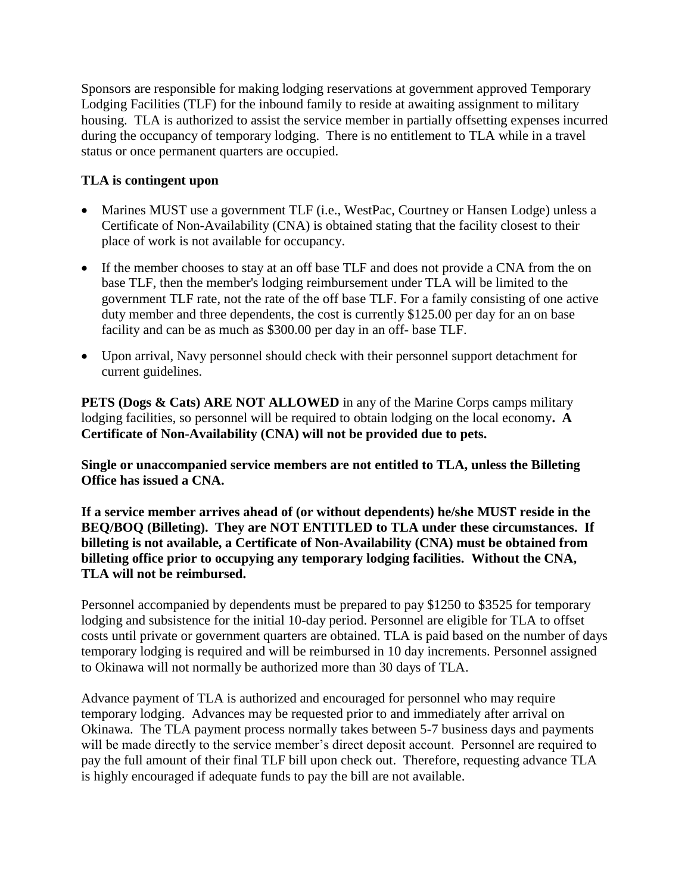Sponsors are responsible for making lodging reservations at government approved Temporary Lodging Facilities (TLF) for the inbound family to reside at awaiting assignment to military housing. TLA is authorized to assist the service member in partially offsetting expenses incurred during the occupancy of temporary lodging. There is no entitlement to TLA while in a travel status or once permanent quarters are occupied.

**TLA is contingent upon**

- Marines MUST use a government TLF (i.e., WestPac, Courtney or Hansen Lodge) unless a Certificate of Non-Availability (CNA) is obtained stating that the facility closest to their place of work is not available for occupancy.
- If the member chooses to stay at an off base TLF and does not provide a CNA from the on base TLF, then the member's lodging reimbursement under TLA will be limited to the government TLF rate, not the rate of the off base TLF. For a family consisting of one active duty member and three dependents, the cost is currently $125.00 per day for an on base facility and can be as much as $300.00 per day in an off- base TLF.
- Upon arrival, Navy personnel should check with their personnel support detachment for current guidelines.

**PETS (Dogs & Cats) ARE NOT ALLOWED** in any of the Marine Corps camps military lodging facilities, so personnel will be required to obtain lodging on the local economy**. A Certificate of Non-Availability (CNA) will not be provided due to pets.**

**Single or unaccompanied service members are not entitled to TLA, unless the Billeting Office has issued a CNA.**

**If a service member arrives ahead of (or without dependents) he/she MUST reside in the BEQ/BOQ (Billeting). They are NOT ENTITLED to TLA under these circumstances. If billeting is not available, a Certificate of Non-Availability (CNA) must be obtained from billeting office prior to occupying any temporary lodging facilities. Without the CNA, TLA will not be reimbursed.**

Personnel accompanied by dependents must be prepared to pay $1250 to $3525 for temporary lodging and subsistence for the initial 10-day period. Personnel are eligible for TLA to offset costs until private or government quarters are obtained. TLA is paid based on the number of days temporary lodging is required and will be reimbursed in 10 day increments. Personnel assigned to Okinawa will not normally be authorized more than 30 days of TLA.

Advance payment of TLA is authorized and encouraged for personnel who may require temporary lodging. Advances may be requested prior to and immediately after arrival on Okinawa. The TLA payment process normally takes between 5-7 business days and payments will be made directly to the service member's direct deposit account. Personnel are required to pay the full amount of their final TLF bill upon check out. Therefore, requesting advance TLA is highly encouraged if adequate funds to pay the bill are not available.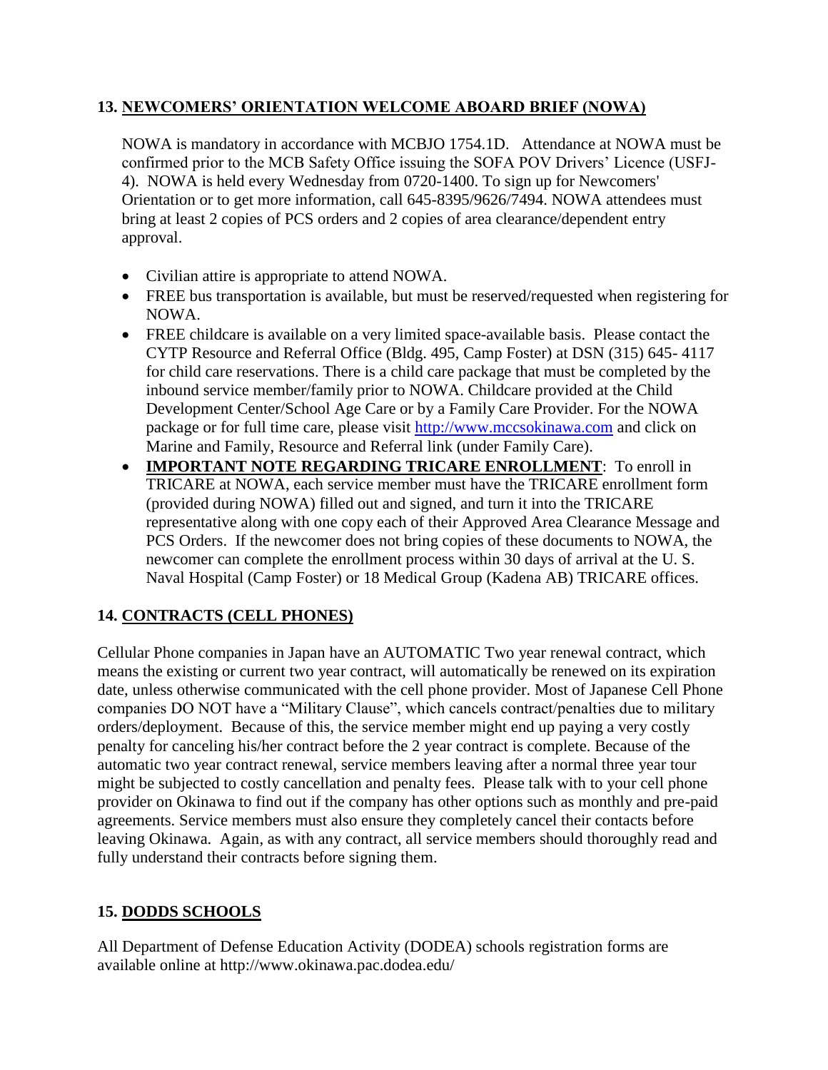## 13. <u>NEWCOMERS' ORIENTATION WELCOME ABOARD BRIEF (NOWA)</u>

NOWA is mandatory in accordance with MCBJO 1754.1D. Attendance at NOWA must be confirmed prior to the MCB Safety Office issuing the SOFA POV Drivers' Licence (USFJ-4). NOWA is held every Wednesday from 0720-1400. To sign up for Newcomers' Orientation or to get more information, call 645-8395/9626/7494. NOWA attendees must bring at least 2 copies of PCS orders and 2 copies of area clearance/dependent entry approval.

- Civilian attire is appropriate to attend NOWA.
- FREE bus transportation is available, but must be reserved/requested when registering for NOWA.
- FREE childcare is available on a very limited space-available basis. Please contact the CYTP Resource and Referral Office (Bldg. 495, Camp Foster) at DSN (315) 645- 4117 for child care reservations. There is a child care package that must be completed by the inbound service member/family prior to NOWA. Childcare provided at the Child Development Center/School Age Care or by a Family Care Provider. For the NOWA package or for full time care, please visit http://www.mccsokinawa.com and click on Marine and Family, Resource and Referral link (under Family Care).
- **<u>IMPORTANT NOTE REGARDING TRICARE ENROLLMENT</u>**: To enroll in TRICARE at NOWA, each service member must have the TRICARE enrollment form (provided during NOWA) filled out and signed, and turn it into the TRICARE representative along with one copy each of their Approved Area Clearance Message and PCS Orders. If the newcomer does not bring copies of these documents to NOWA, the newcomer can complete the enrollment process within 30 days of arrival at the U. S. Naval Hospital (Camp Foster) or 18 Medical Group (Kadena AB) TRICARE offices.

## 14. <u>CONTRACTS (CELL PHONES)</u>

Cellular Phone companies in Japan have an AUTOMATIC Two year renewal contract, which means the existing or current two year contract, will automatically be renewed on its expiration date, unless otherwise communicated with the cell phone provider. Most of Japanese Cell Phone companies DO NOT have a "Military Clause", which cancels contract/penalties due to military orders/deployment. Because of this, the service member might end up paying a very costly penalty for canceling his/her contract before the 2 year contract is complete. Because of the automatic two year contract renewal, service members leaving after a normal three year tour might be subjected to costly cancellation and penalty fees. Please talk with to your cell phone provider on Okinawa to find out if the company has other options such as monthly and pre-paid agreements. Service members must also ensure they completely cancel their contacts before leaving Okinawa. Again, as with any contract, all service members should thoroughly read and fully understand their contracts before signing them.

## 15. <u>DODDS SCHOOLS</u>

All Department of Defense Education Activity (DODEA) schools registration forms are available online at http://www.okinawa.pac.dodea.edu/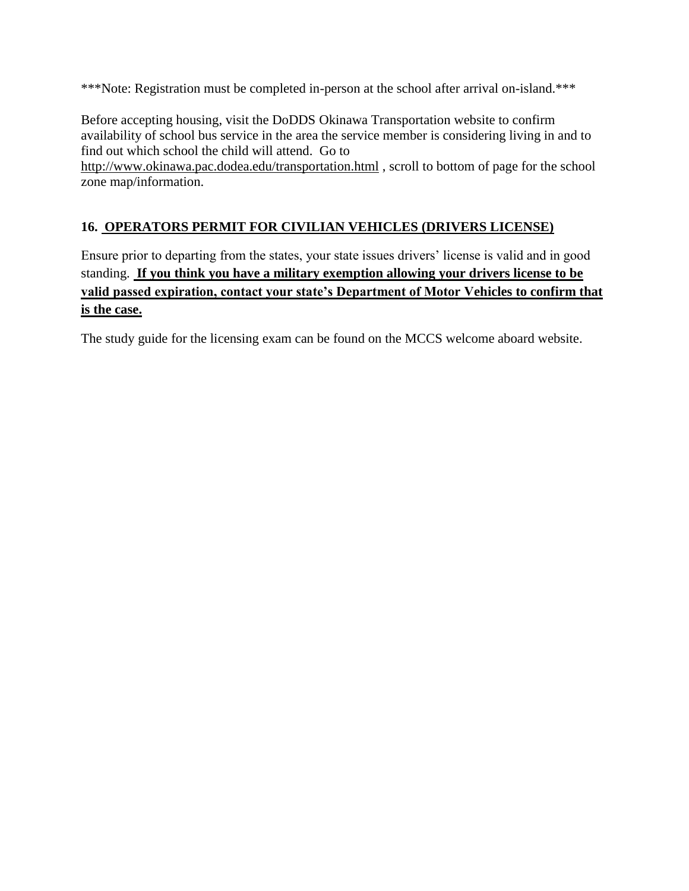***Note: Registration must be completed in-person at the school after arrival on-island.***

Before accepting housing, visit the DoDDS Okinawa Transportation website to confirm availability of school bus service in the area the service member is considering living in and to find out which school the child will attend. Go to http://www.okinawa.pac.dodea.edu/transportation.html , scroll to bottom of page for the school zone map/information.

## 16. OPERATORS PERMIT FOR CIVILIAN VEHICLES (DRIVERS LICENSE)

Ensure prior to departing from the states, your state issues drivers' license is valid and in good standing. **If you think you have a military exemption allowing your drivers license to be valid passed expiration, contact your state's Department of Motor Vehicles to confirm that is the case.**

The study guide for the licensing exam can be found on the MCCS welcome aboard website.